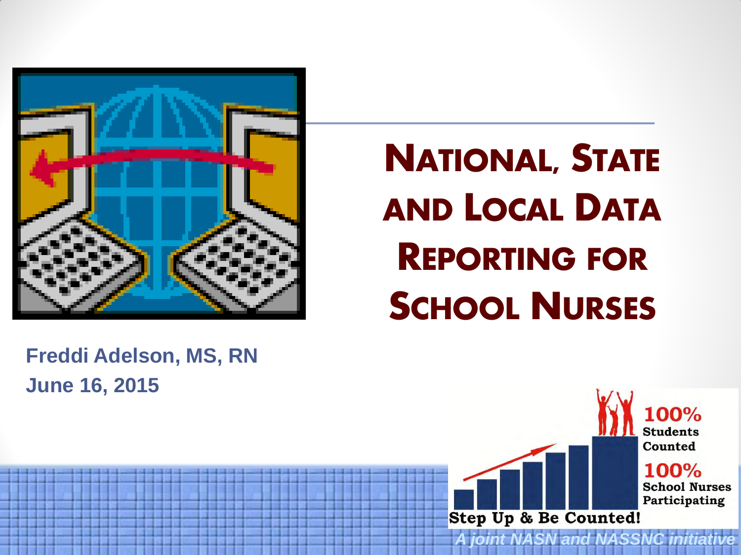# National, State and Local Data Reporting for School Nurses

**Freddi Adelson, MS, RN**
**June 16, 2015**

100% Students Counted

100% School Nurses Participating

Step Up & Be Counted!

*A joint NASN and NASSNC initiative*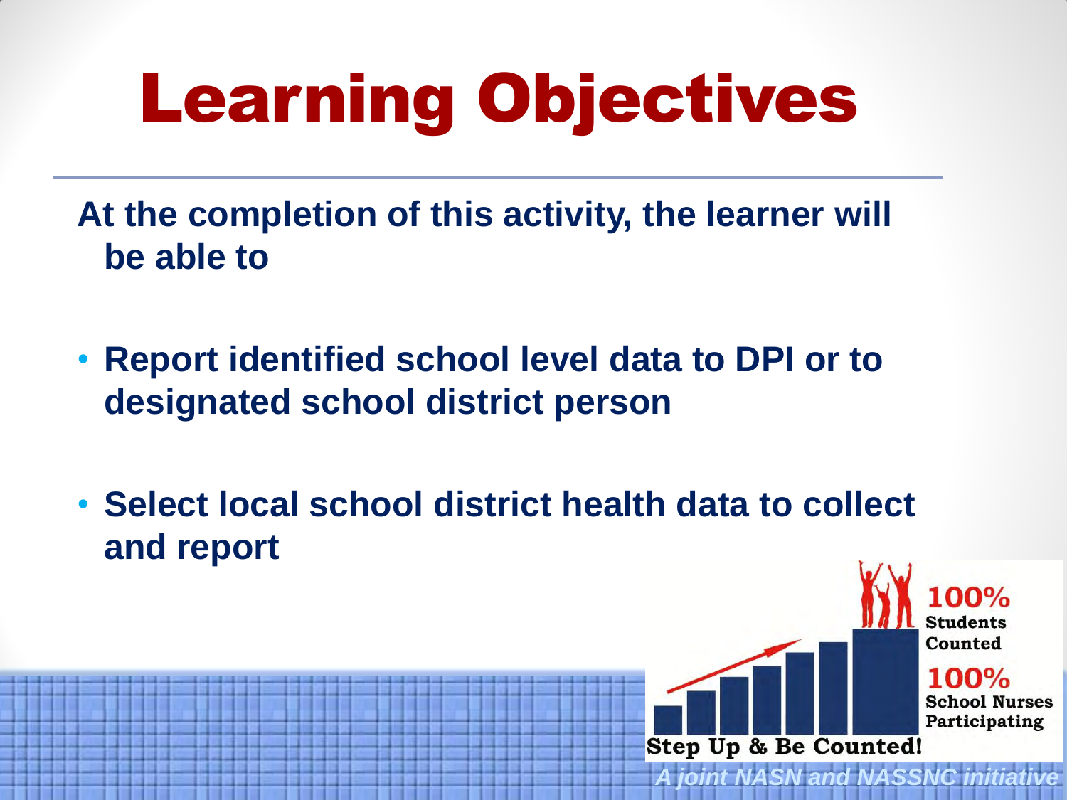# Learning Objectives

**At the completion of this activity, the learner will be able to**

- **Report identified school level data to DPI or to designated school district person**
- **Select local school district health data to collect and report**

100% Students Counted

100% School Nurses Participating

Step Up & Be Counted!

*A joint NASN and NASSNC initiative*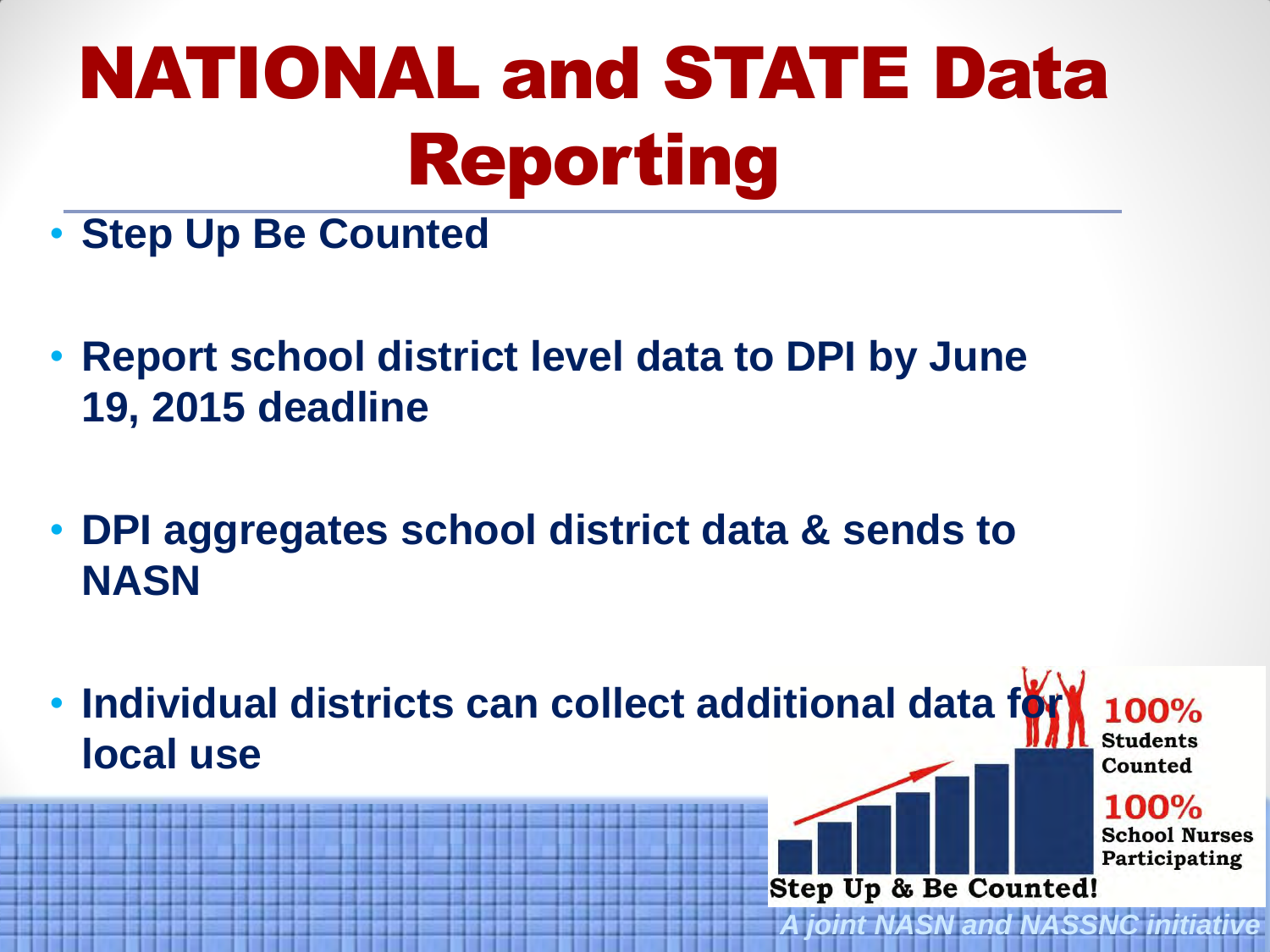# NATIONAL and STATE Data Reporting

- Step Up Be Counted
- Report school district level data to DPI by June 19, 2015 deadline
- DPI aggregates school district data & sends to NASN
- Individual districts can collect additional data for local use

100% Students Counted

100% School Nurses Participating

Step Up & Be Counted!

*A joint NASN and NASSNC initiative*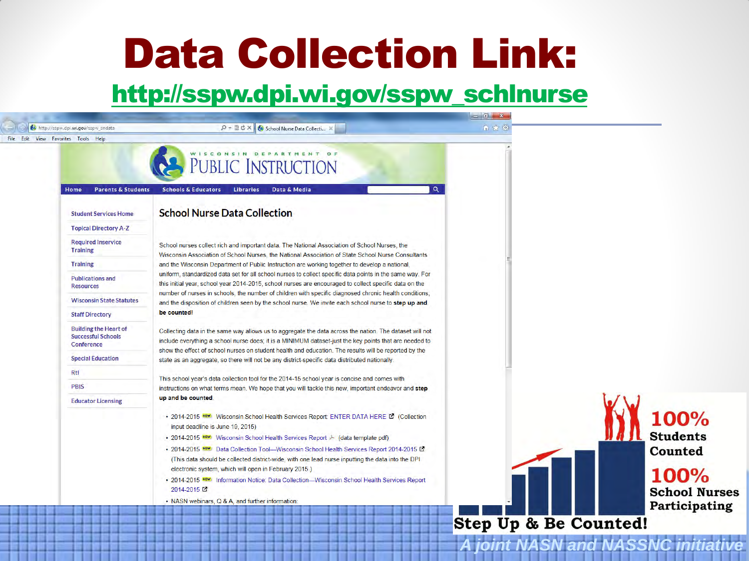# Data Collection Link:

## http://sspw.dpi.wi.gov/sspw_schlnurse

WISCONSIN DEPARTMENT OF PUBLIC INSTRUCTION

Home | Parents & Students | Schools & Educators | Libraries | Data & Media

- Student Services Home
- Topical Directory A-Z
- Required Inservice Training
- Training
- Publications and Resources
- Wisconsin State Statutes
- Staff Directory
- Building the Heart of Successful Schools Conference
- Special Education
- RtI
- PBIS
- Educator Licensing

### School Nurse Data Collection

School nurses collect rich and important data. The National Association of School Nurses, the Wisconsin Association of School Nurses, the National Association of State School Nurse Consultants and the Wisconsin Department of Public Instruction are working together to develop a national, uniform, standardized data set for all school nurses to collect specific data points in the same way. For this initial year, school year 2014-2015, school nurses are encouraged to collect specific data on the number of nurses in schools, the number of children with specific diagnosed chronic health conditions, and the disposition of children seen by the school nurse. We invite each school nurse to **step up and be counted!**

Collecting data in the same way allows us to aggregate the data across the nation. The dataset will not include everything a school nurse does; it is a MINIMUM dataset-just the key points that are needed to show the effect of school nurses on student health and education. The results will be reported by the state as an aggregate, so there will not be any district-specific data distributed nationally.

This school year's data collection tool for the 2014-15 school year is concise and comes with instructions on what terms mean. We hope that you will tackle this new, important endeavor and **step up and be counted**.

- 2014-2015 NEW Wisconsin School Health Services Report: ENTER DATA HERE (Collection input deadline is June 19, 2015)
- 2014-2015 NEW Wisconsin School Health Services Report (data template pdf)
- 2014-2015 NEW Data Collection Tool—Wisconsin School Health Services Report 2014-2015 (This data should be collected district-wide, with one lead nurse inputting the data into the DPI electronic system, which will open in February 2015.)
- 2014-2015 NEW Information Notice: Data Collection—Wisconsin School Health Services Report 2014-2015
- NASN webinars, Q & A, and further information:

100% Students Counted

100% School Nurses Participating

Step Up & Be Counted!

*A joint NASN and NASSNC initiative*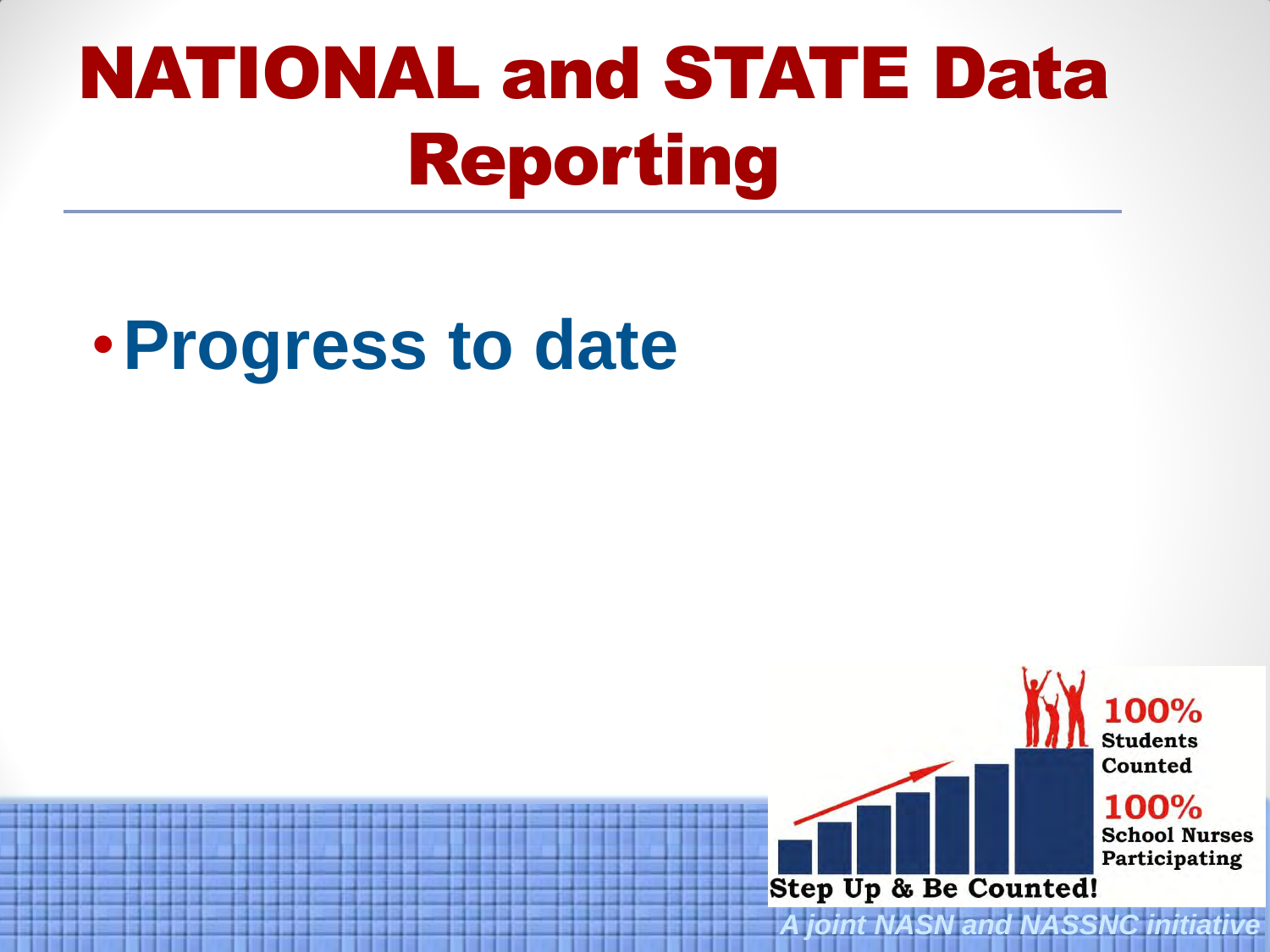# NATIONAL and STATE Data Reporting

- **Progress to date**

100% Students Counted

100% School Nurses Participating

Step Up & Be Counted!

*A joint NASN and NASSNC initiative*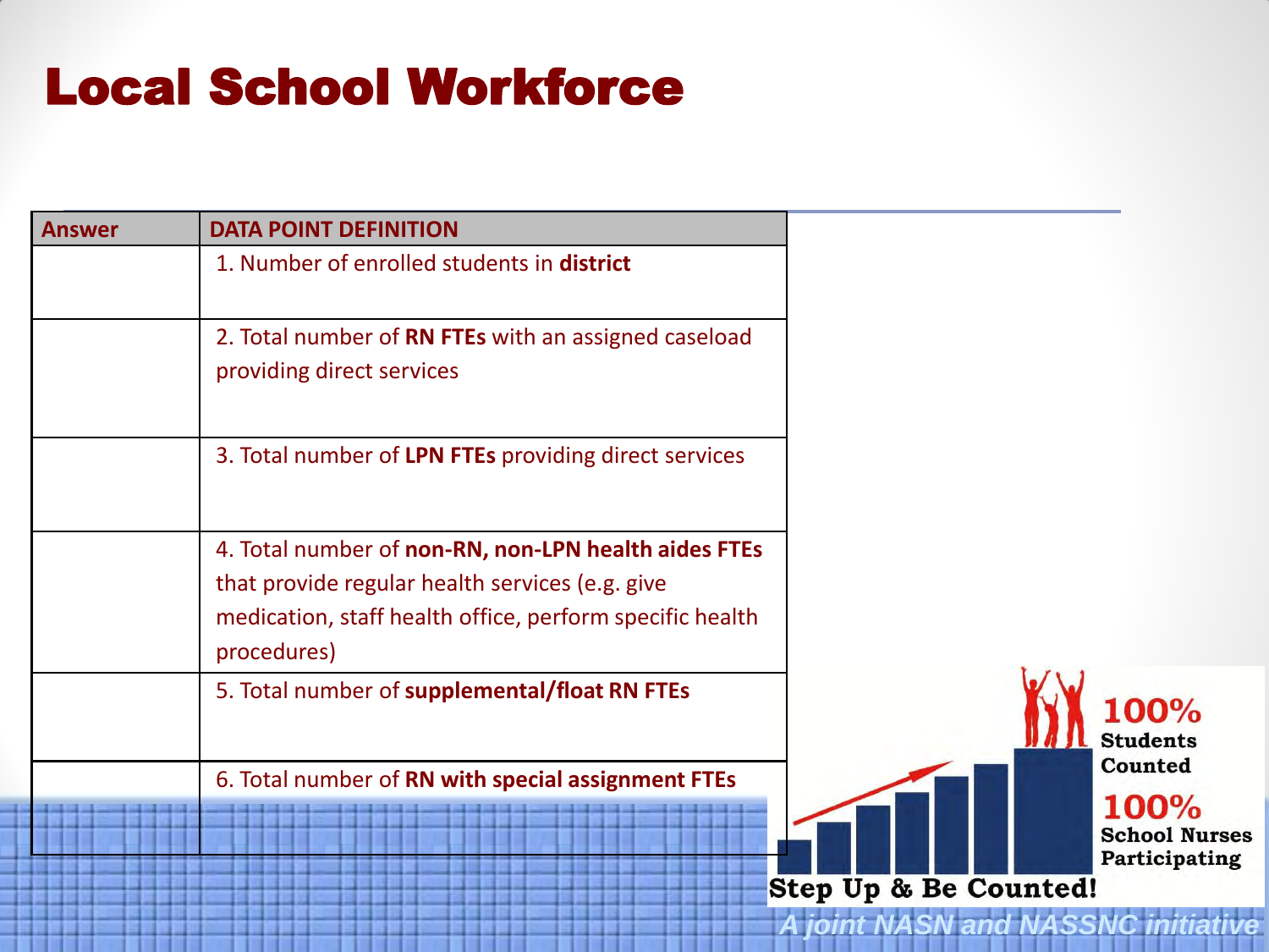# Local School Workforce

| Answer | DATA POINT DEFINITION |
| --- | --- |
| | 1. Number of enrolled students in **district** |
| | 2. Total number of **RN FTEs** with an assigned caseload providing direct services |
| | 3. Total number of **LPN FTEs** providing direct services |
| | 4. Total number of **non-RN, non-LPN health aides FTEs** that provide regular health services (e.g. give medication, staff health office, perform specific health procedures) |
| | 5. Total number of **supplemental/float RN FTEs** |
| | 6. Total number of **RN with special assignment FTEs** |

100% Students Counted

100% School Nurses Participating

Step Up & Be Counted!

*A joint NASN and NASSNC initiative*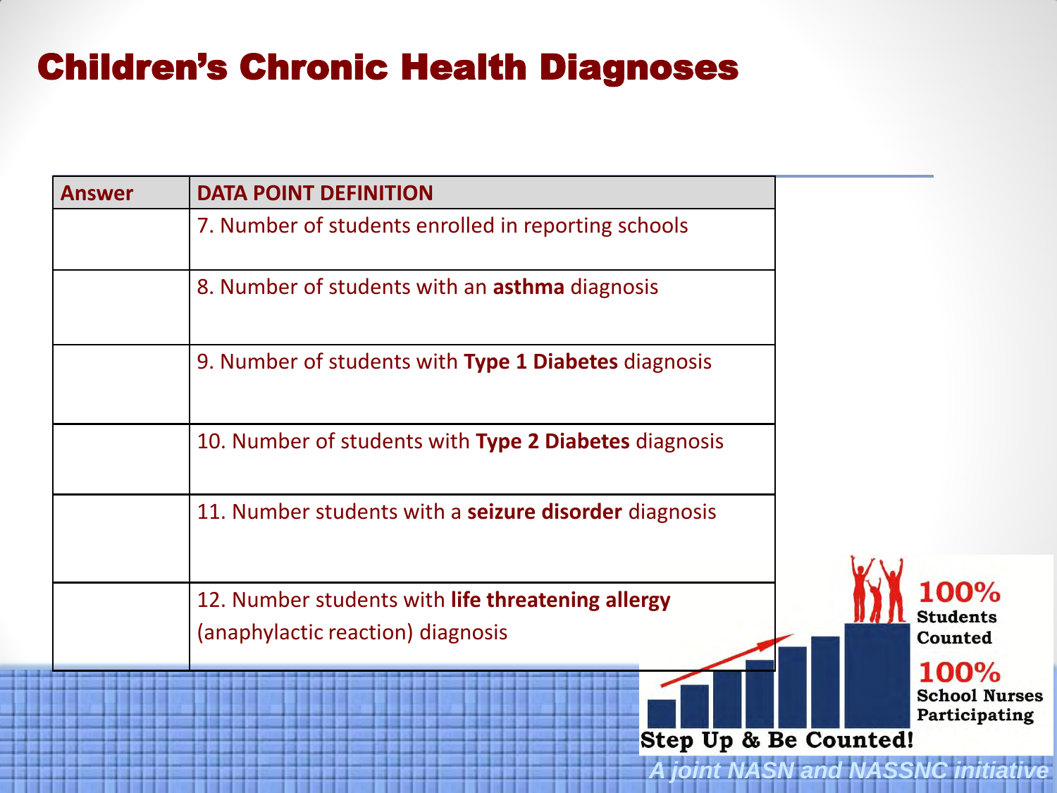# Children's Chronic Health Diagnoses

| Answer | DATA POINT DEFINITION |
| --- | --- |
| | 7. Number of students enrolled in reporting schools |
| | 8. Number of students with an **asthma** diagnosis |
| | 9. Number of students with **Type 1 Diabetes** diagnosis |
| | 10. Number of students with **Type 2 Diabetes** diagnosis |
| | 11. Number students with a **seizure disorder** diagnosis |
| | 12. Number students with **life threatening allergy** (anaphylactic reaction) diagnosis |

100% Students Counted

100% School Nurses Participating

Step Up & Be Counted!

*A joint NASN and NASSNC initiative*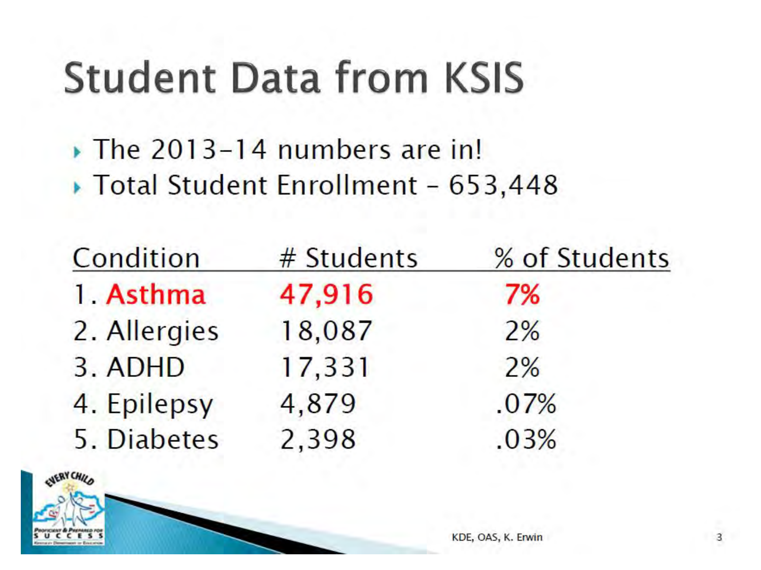# Student Data from KSIS

- The 2013-14 numbers are in!
- Total Student Enrollment - 653,448

| Condition | # Students | % of Students |
|---|---|---|
| 1. **Asthma** | **47,916** | **7%** |
| 2. Allergies | 18,087 | 2% |
| 3. ADHD | 17,331 | 2% |
| 4. Epilepsy | 4,879 | .07% |
| 5. Diabetes | 2,398 | .03% |

KDE, OAS, K. Erwin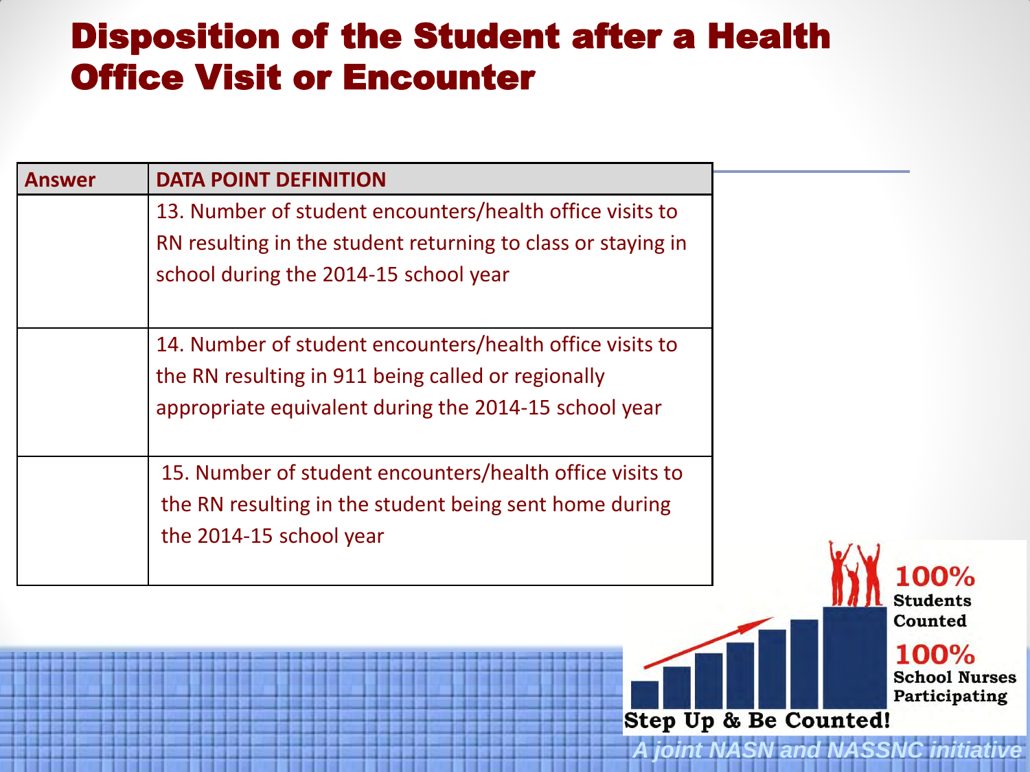# Disposition of the Student after a Health Office Visit or Encounter

| Answer | DATA POINT DEFINITION |
| --- | --- |
| | 13. Number of student encounters/health office visits to RN resulting in the student returning to class or staying in school during the 2014-15 school year |
| | 14. Number of student encounters/health office visits to the RN resulting in 911 being called or regionally appropriate equivalent during the 2014-15 school year |
| | 15. Number of student encounters/health office visits to the RN resulting in the student being sent home during the 2014-15 school year |

100% Students Counted

100% School Nurses Participating

Step Up & Be Counted!

*A joint NASN and NASSNC initiative*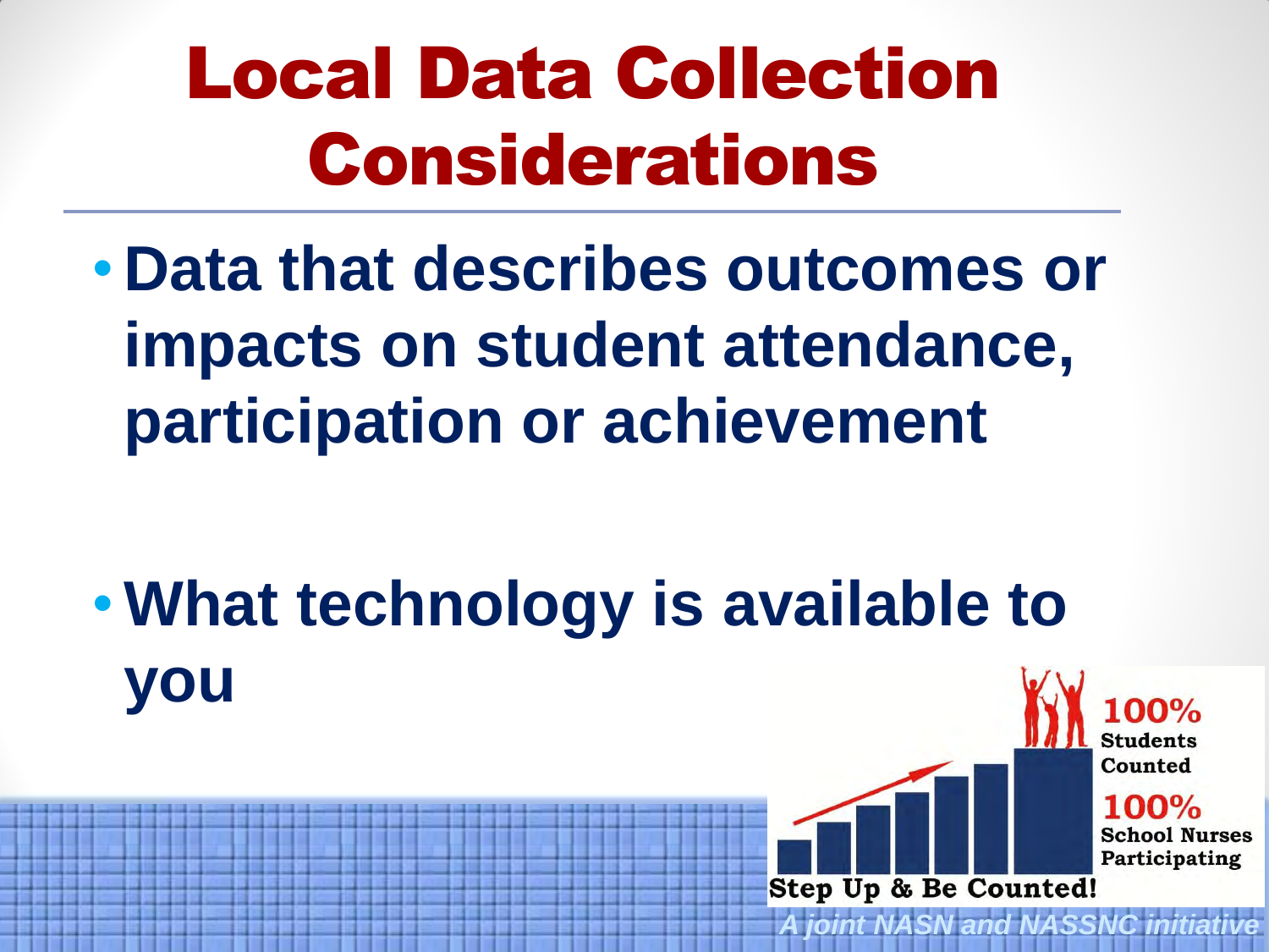# Local Data Collection Considerations

- **Data that describes outcomes or impacts on student attendance, participation or achievement**

- **What technology is available to you**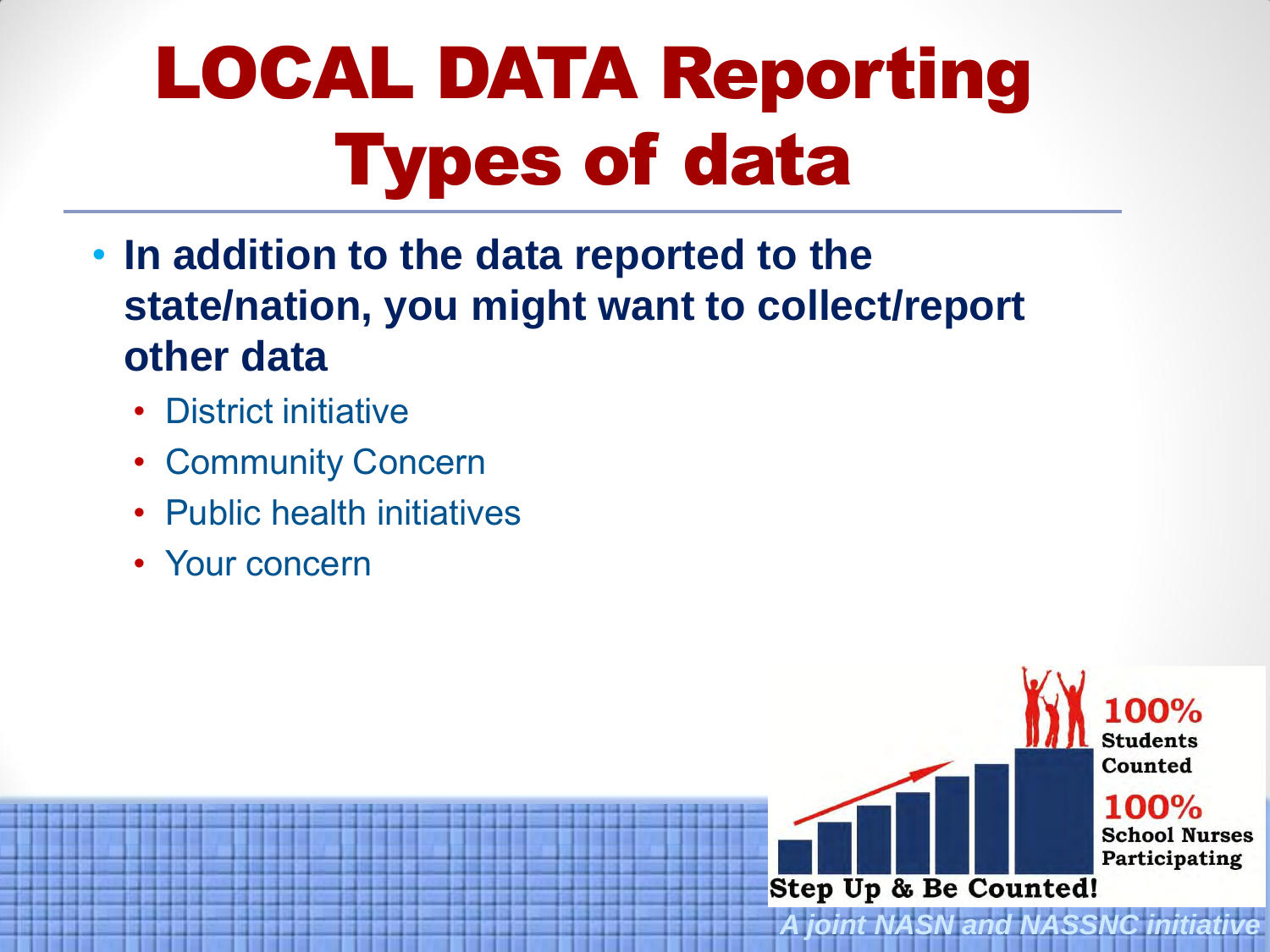# LOCAL DATA Reporting Types of data

- **In addition to the data reported to the state/nation, you might want to collect/report other data**
  - District initiative
  - Community Concern
  - Public health initiatives
  - Your concern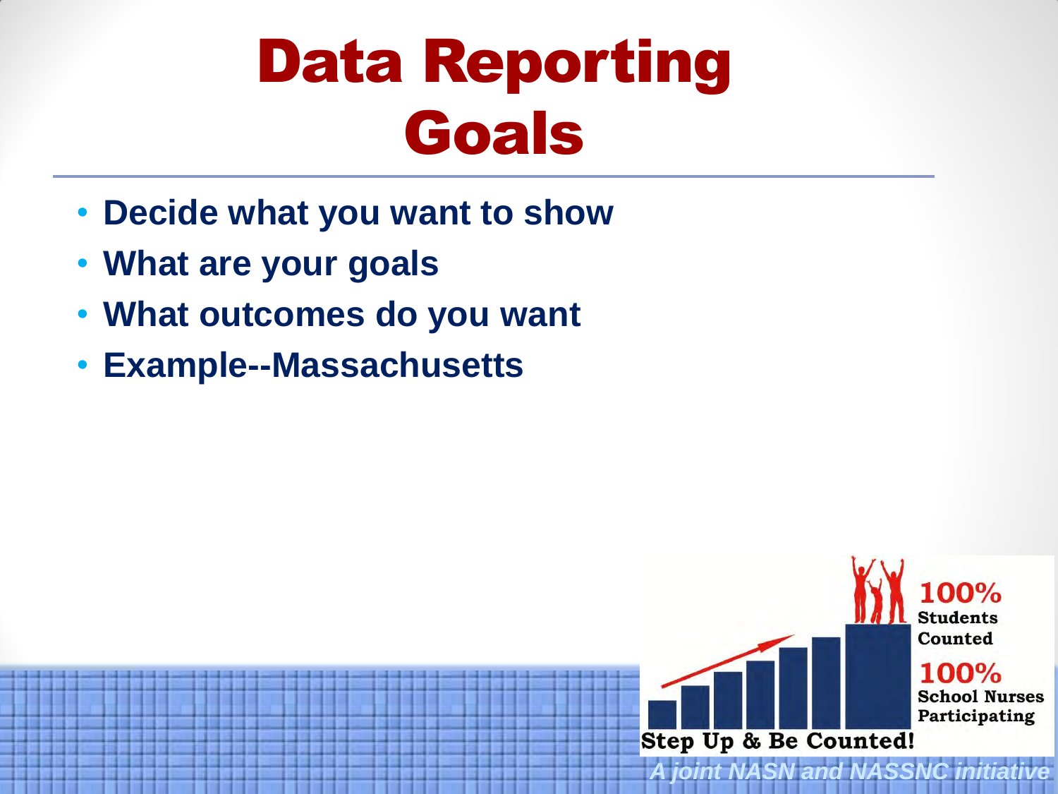# Data Reporting Goals

- **Decide what you want to show**
- **What are your goals**
- **What outcomes do you want**
- **Example--Massachusetts**

100% Students Counted

100% School Nurses Participating

Step Up & Be Counted!

*A joint NASN and NASSNC initiative*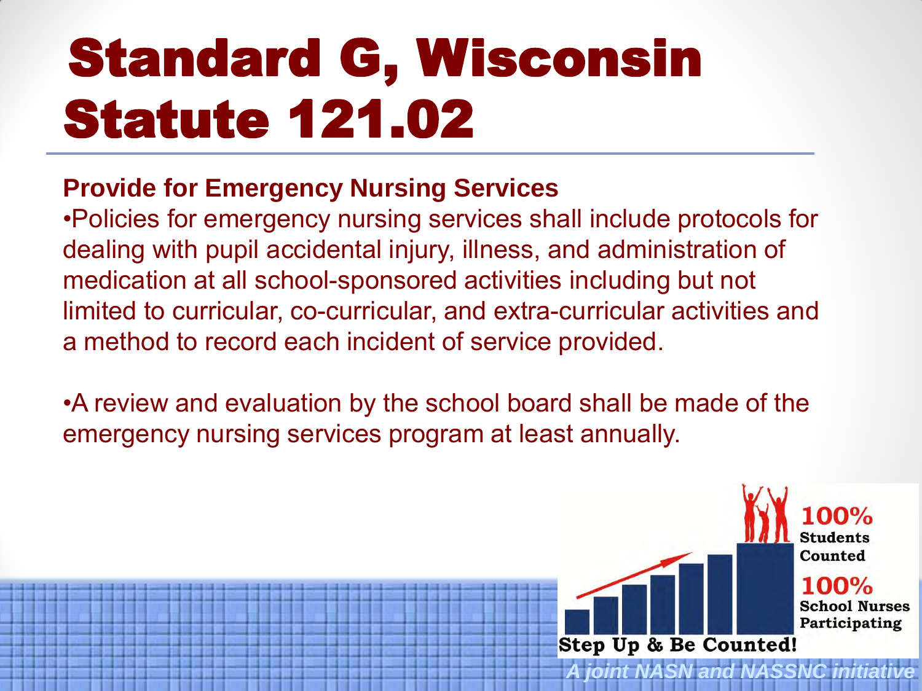# Standard G, Wisconsin Statute 121.02

**Provide for Emergency Nursing Services**

- Policies for emergency nursing services shall include protocols for dealing with pupil accidental injury, illness, and administration of medication at all school-sponsored activities including but not limited to curricular, co-curricular, and extra-curricular activities and a method to record each incident of service provided.

- A review and evaluation by the school board shall be made of the emergency nursing services program at least annually.

100% Students Counted

100% School Nurses Participating

Step Up & Be Counted!

*A joint NASN and NASSNC initiative*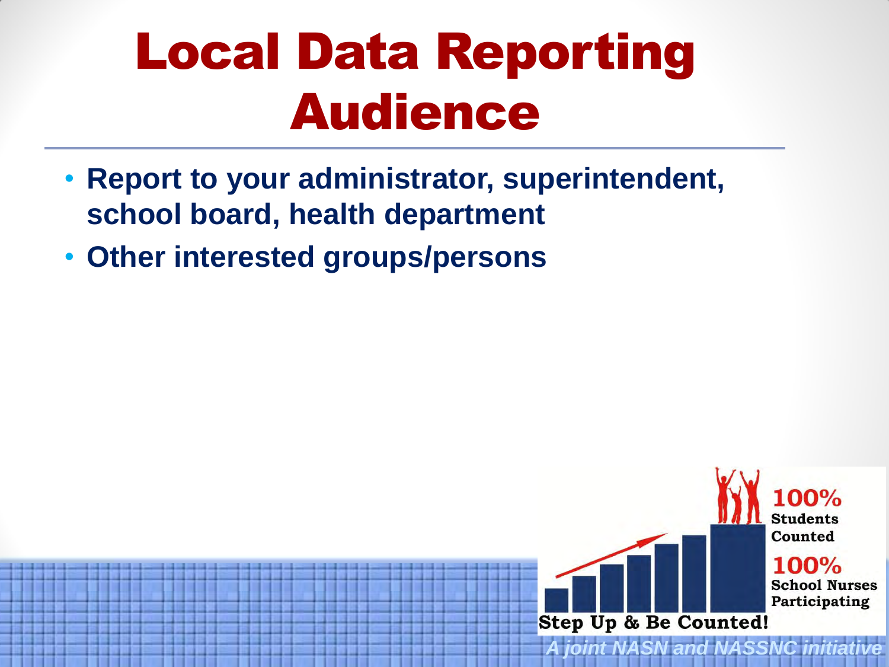# Local Data Reporting Audience

- Report to your administrator, superintendent, school board, health department
- Other interested groups/persons

100% Students Counted

100% School Nurses Participating

Step Up & Be Counted!

*A joint NASN and NASSNC initiative*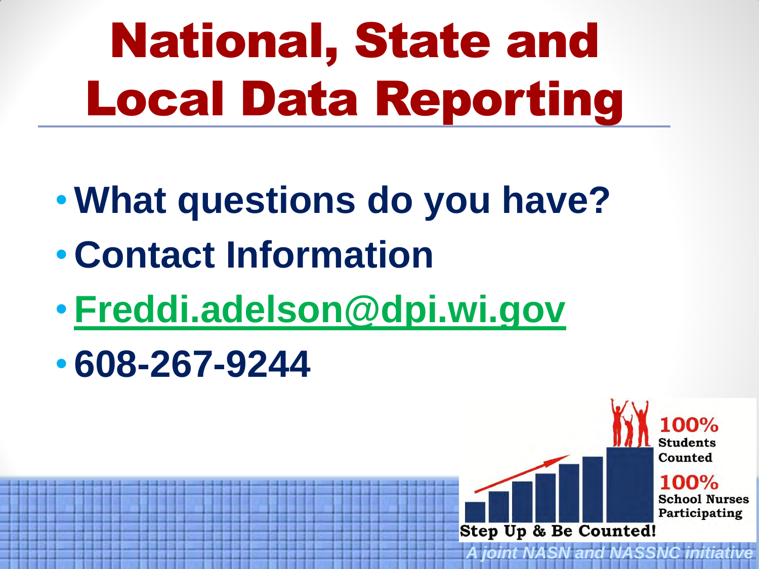# National, State and Local Data Reporting

- **What questions do you have?**
- **Contact Information**
- **Freddi.adelson@dpi.wi.gov**
- **608-267-9244**

100% Students Counted

100% School Nurses Participating

Step Up & Be Counted!

*A joint NASN and NASSNC initiative*